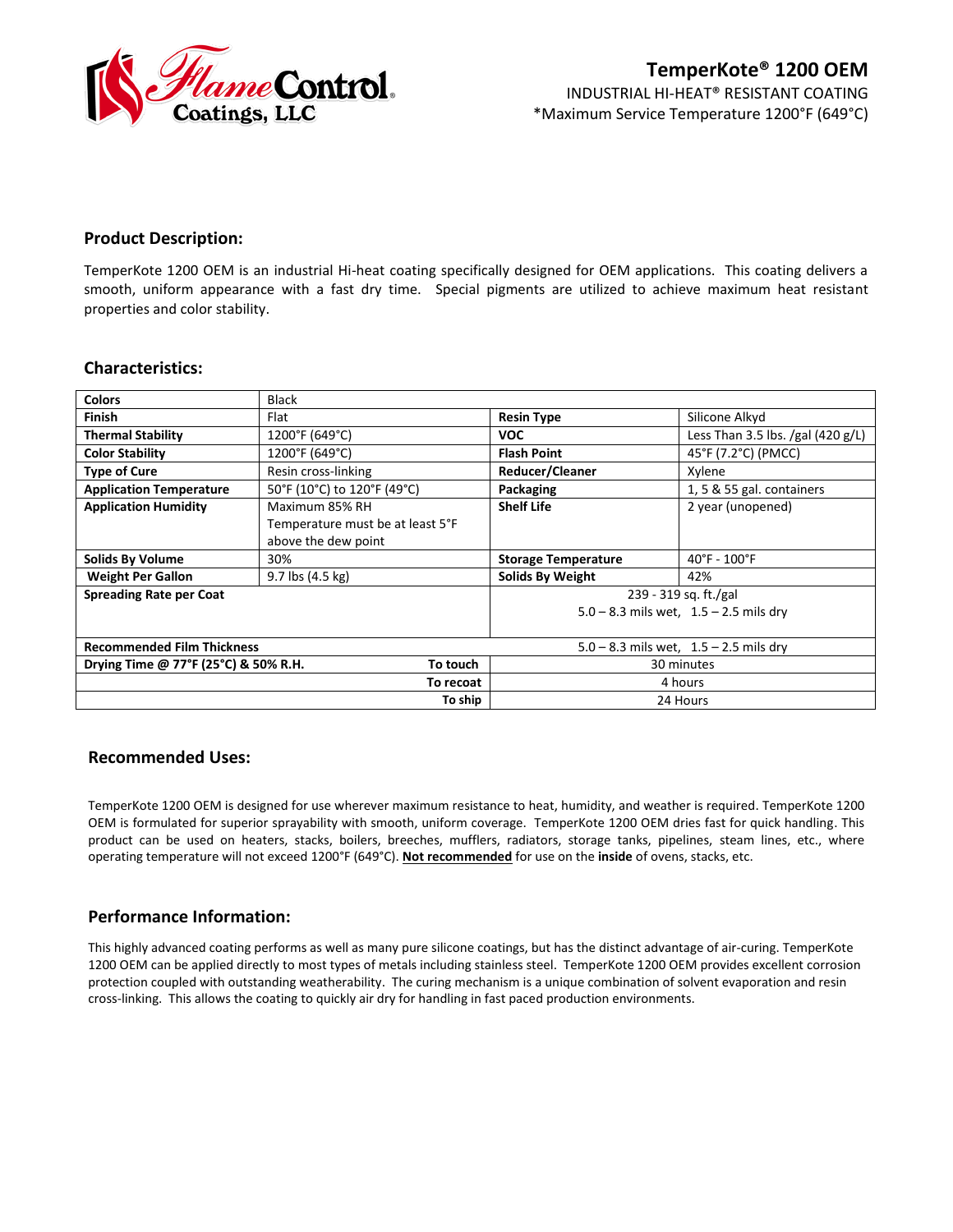Flame Control Coatings, LLC

# TemperKote® 1200 OEM

INDUSTRIAL HI-HEAT® RESISTANT COATING

*Maximum Service Temperature 1200°F (649°C)

## Product Description:

TemperKote 1200 OEM is an industrial Hi-heat coating specifically designed for OEM applications. This coating delivers a smooth, uniform appearance with a fast dry time. Special pigments are utilized to achieve maximum heat resistant properties and color stability.

## Characteristics:

| | | | |
|---|---|---|---|
| **Colors** | Black | | |
| **Finish** | Flat | **Resin Type** | Silicone Alkyd |
| **Thermal Stability** | 1200°F (649°C) | **VOC** | Less Than 3.5 lbs. /gal (420 g/L) |
| **Color Stability** | 1200°F (649°C) | **Flash Point** | 45°F (7.2°C) (PMCC) |
| **Type of Cure** | Resin cross-linking | **Reducer/Cleaner** | Xylene |
| **Application Temperature** | 50°F (10°C) to 120°F (49°C) | **Packaging** | 1, 5 & 55 gal. containers |
| **Application Humidity** | Maximum 85% RH Temperature must be at least 5°F above the dew point | **Shelf Life** | 2 year (unopened) |
| **Solids By Volume** | 30% | **Storage Temperature** | 40°F - 100°F |
| **Weight Per Gallon** | 9.7 lbs (4.5 kg) | **Solids By Weight** | 42% |
| **Spreading Rate per Coat** | | 239 - 319 sq. ft./gal 5.0 – 8.3 mils wet, 1.5 – 2.5 mils dry | |
| **Recommended Film Thickness** | | 5.0 – 8.3 mils wet, 1.5 – 2.5 mils dry | |
| **Drying Time @ 77°F (25°C) & 50% R.H.** | **To touch** | 30 minutes | |
| | **To recoat** | 4 hours | |
| | **To ship** | 24 Hours | |

## Recommended Uses:

TemperKote 1200 OEM is designed for use wherever maximum resistance to heat, humidity, and weather is required. TemperKote 1200 OEM is formulated for superior sprayability with smooth, uniform coverage. TemperKote 1200 OEM dries fast for quick handling. This product can be used on heaters, stacks, boilers, breeches, mufflers, radiators, storage tanks, pipelines, steam lines, etc., where operating temperature will not exceed 1200°F (649°C). **Not recommended** for use on the **inside** of ovens, stacks, etc.

## Performance Information:

This highly advanced coating performs as well as many pure silicone coatings, but has the distinct advantage of air-curing. TemperKote 1200 OEM can be applied directly to most types of metals including stainless steel. TemperKote 1200 OEM provides excellent corrosion protection coupled with outstanding weatherability. The curing mechanism is a unique combination of solvent evaporation and resin cross-linking. This allows the coating to quickly air dry for handling in fast paced production environments.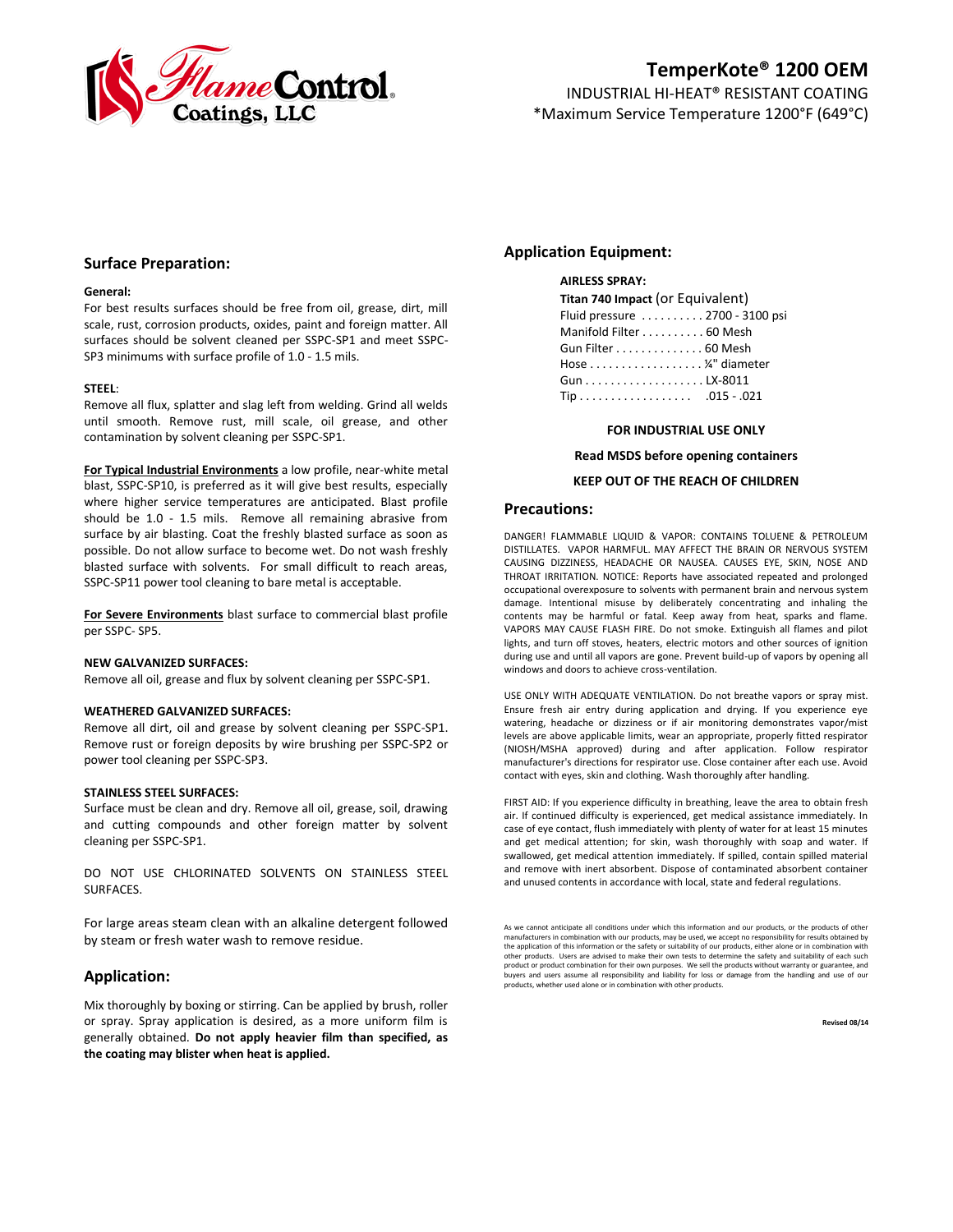# TemperKote® 1200 OEM

INDUSTRIAL HI-HEAT® RESISTANT COATING

*Maximum Service Temperature 1200°F (649°C)

## Surface Preparation:

**General:**

For best results surfaces should be free from oil, grease, dirt, mill scale, rust, corrosion products, oxides, paint and foreign matter. All surfaces should be solvent cleaned per SSPC-SP1 and meet SSPC-SP3 minimums with surface profile of 1.0 - 1.5 mils.

**STEEL**:

Remove all flux, splatter and slag left from welding. Grind all welds until smooth. Remove rust, mill scale, oil grease, and other contamination by solvent cleaning per SSPC-SP1.

**For Typical Industrial Environments** a low profile, near-white metal blast, SSPC-SP10, is preferred as it will give best results, especially where higher service temperatures are anticipated. Blast profile should be 1.0 - 1.5 mils. Remove all remaining abrasive from surface by air blasting. Coat the freshly blasted surface as soon as possible. Do not allow surface to become wet. Do not wash freshly blasted surface with solvents. For small difficult to reach areas, SSPC-SP11 power tool cleaning to bare metal is acceptable.

**For Severe Environments** blast surface to commercial blast profile per SSPC- SP5.

**NEW GALVANIZED SURFACES:**

Remove all oil, grease and flux by solvent cleaning per SSPC-SP1.

**WEATHERED GALVANIZED SURFACES:**

Remove all dirt, oil and grease by solvent cleaning per SSPC-SP1. Remove rust or foreign deposits by wire brushing per SSPC-SP2 or power tool cleaning per SSPC-SP3.

**STAINLESS STEEL SURFACES:**

Surface must be clean and dry. Remove all oil, grease, soil, drawing and cutting compounds and other foreign matter by solvent cleaning per SSPC-SP1.

DO NOT USE CHLORINATED SOLVENTS ON STAINLESS STEEL SURFACES.

For large areas steam clean with an alkaline detergent followed by steam or fresh water wash to remove residue.

## Application:

Mix thoroughly by boxing or stirring. Can be applied by brush, roller or spray. Spray application is desired, as a more uniform film is generally obtained. **Do not apply heavier film than specified, as the coating may blister when heat is applied.**

## Application Equipment:

**AIRLESS SPRAY:**

**Titan 740 Impact** (or Equivalent)

Fluid pressure . . . . . . . . . . 2700 - 3100 psi
Manifold Filter . . . . . . . . . . 60 Mesh
Gun Filter . . . . . . . . . . . . . 60 Mesh
Hose . . . . . . . . . . . . . . . . . ¼" diameter
Gun . . . . . . . . . . . . . . . . . . LX-8011
Tip . . . . . . . . . . . . . . . . . . .015 - .021

**FOR INDUSTRIAL USE ONLY**

**Read MSDS before opening containers**

**KEEP OUT OF THE REACH OF CHILDREN**

## Precautions:

DANGER! FLAMMABLE LIQUID & VAPOR: CONTAINS TOLUENE & PETROLEUM DISTILLATES. VAPOR HARMFUL. MAY AFFECT THE BRAIN OR NERVOUS SYSTEM CAUSING DIZZINESS, HEADACHE OR NAUSEA. CAUSES EYE, SKIN, NOSE AND THROAT IRRITATION. NOTICE: Reports have associated repeated and prolonged occupational overexposure to solvents with permanent brain and nervous system damage. Intentional misuse by deliberately concentrating and inhaling the contents may be harmful or fatal. Keep away from heat, sparks and flame. VAPORS MAY CAUSE FLASH FIRE. Do not smoke. Extinguish all flames and pilot lights, and turn off stoves, heaters, electric motors and other sources of ignition during use and until all vapors are gone. Prevent build-up of vapors by opening all windows and doors to achieve cross-ventilation.

USE ONLY WITH ADEQUATE VENTILATION. Do not breathe vapors or spray mist. Ensure fresh air entry during application and drying. If you experience eye watering, headache or dizziness or if air monitoring demonstrates vapor/mist levels are above applicable limits, wear an appropriate, properly fitted respirator (NIOSH/MSHA approved) during and after application. Follow respirator manufacturer's directions for respirator use. Close container after each use. Avoid contact with eyes, skin and clothing. Wash thoroughly after handling.

FIRST AID: If you experience difficulty in breathing, leave the area to obtain fresh air. If continued difficulty is experienced, get medical assistance immediately. In case of eye contact, flush immediately with plenty of water for at least 15 minutes and get medical attention; for skin, wash thoroughly with soap and water. If swallowed, get medical attention immediately. If spilled, contain spilled material and remove with inert absorbent. Dispose of contaminated absorbent container and unused contents in accordance with local, state and federal regulations.

As we cannot anticipate all conditions under which this information and our products, or the products of other manufacturers in combination with our products, may be used, we accept no responsibility for results obtained by the application of this information or the safety or suitability of our products, either alone or in combination with other products. Users are advised to make their own tests to determine the safety and suitability of each such product or product combination for their own purposes. We sell the products without warranty or guarantee, and buyers and users assume all responsibility and liability for loss or damage from the handling and use of our products, whether used alone or in combination with other products.

**Revised 08/14**